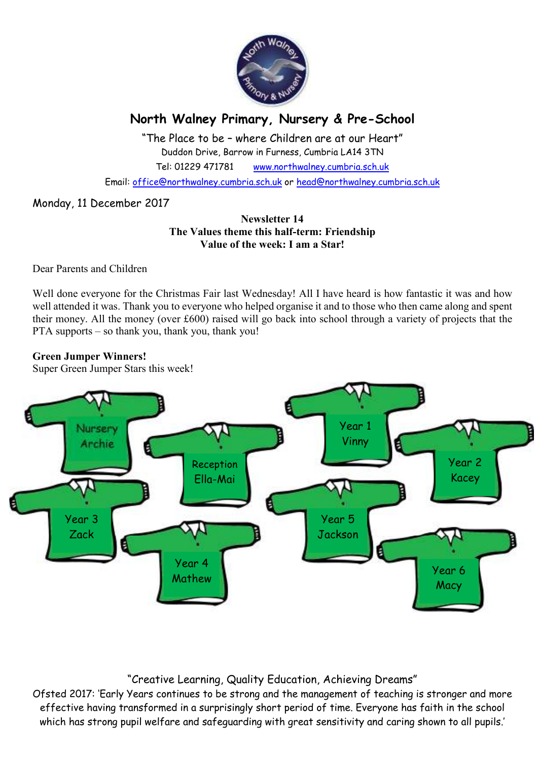# North Walney Primary, Nursery & Pre-School

"The Place to be – where Children are at our Heart"

Duddon Drive, Barrow in Furness, Cumbria LA14 3TN

Tel: 01229 471781 www.northwalney.cumbria.sch.uk

Email: office@northwalney.cumbria.sch.uk or head@northwalney.cumbria.sch.uk

Monday, 11 December 2017

**Newsletter 14**
**The Values theme this half-term: Friendship**
**Value of the week: I am a Star!**

Dear Parents and Children

Well done everyone for the Christmas Fair last Wednesday! All I have heard is how fantastic it was and how well attended it was. Thank you to everyone who helped organise it and to those who then came along and spent their money. All the money (over £600) raised will go back into school through a variety of projects that the PTA supports – so thank you, thank you, thank you!

**Green Jumper Winners!**

Super Green Jumper Stars this week!

Nursery Archie

Reception Ella-Mai

Year 1 Vinny

Year 2 Kacey

Year 3 Zack

Year 4 Mathew

Year 5 Jackson

Year 6 Macy

"Creative Learning, Quality Education, Achieving Dreams"

Ofsted 2017: 'Early Years continues to be strong and the management of teaching is stronger and more effective having transformed in a surprisingly short period of time. Everyone has faith in the school which has strong pupil welfare and safeguarding with great sensitivity and caring shown to all pupils.'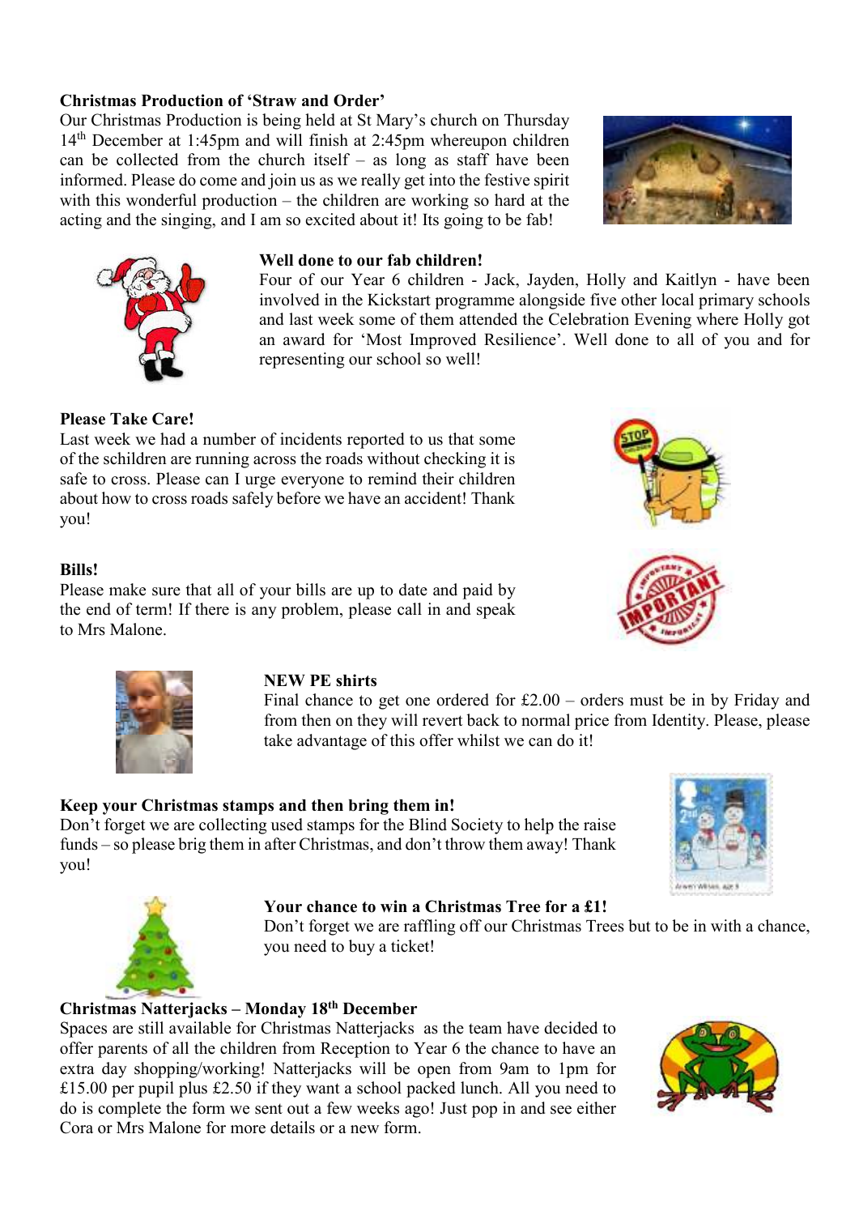**Christmas Production of 'Straw and Order'**

Our Christmas Production is being held at St Mary's church on Thursday 14th December at 1:45pm and will finish at 2:45pm whereupon children can be collected from the church itself – as long as staff have been informed. Please do come and join us as we really get into the festive spirit with this wonderful production – the children are working so hard at the acting and the singing, and I am so excited about it! Its going to be fab!

**Well done to our fab children!**

Four of our Year 6 children - Jack, Jayden, Holly and Kaitlyn - have been involved in the Kickstart programme alongside five other local primary schools and last week some of them attended the Celebration Evening where Holly got an award for 'Most Improved Resilience'. Well done to all of you and for representing our school so well!

**Please Take Care!**

Last week we had a number of incidents reported to us that some of the schildren are running across the roads without checking it is safe to cross. Please can I urge everyone to remind their children about how to cross roads safely before we have an accident! Thank you!

**Bills!**

Please make sure that all of your bills are up to date and paid by the end of term! If there is any problem, please call in and speak to Mrs Malone.

**NEW PE shirts**

Final chance to get one ordered for £2.00 – orders must be in by Friday and from then on they will revert back to normal price from Identity. Please, please take advantage of this offer whilst we can do it!

**Keep your Christmas stamps and then bring them in!**

Don't forget we are collecting used stamps for the Blind Society to help the raise funds – so please brig them in after Christmas, and don't throw them away! Thank you!

**Your chance to win a Christmas Tree for a £1!**

Don't forget we are raffling off our Christmas Trees but to be in with a chance, you need to buy a ticket!

**Christmas Natterjacks – Monday 18th December**

Spaces are still available for Christmas Natterjacks as the team have decided to offer parents of all the children from Reception to Year 6 the chance to have an extra day shopping/working! Natterjacks will be open from 9am to 1pm for £15.00 per pupil plus £2.50 if they want a school packed lunch. All you need to do is complete the form we sent out a few weeks ago! Just pop in and see either Cora or Mrs Malone for more details or a new form.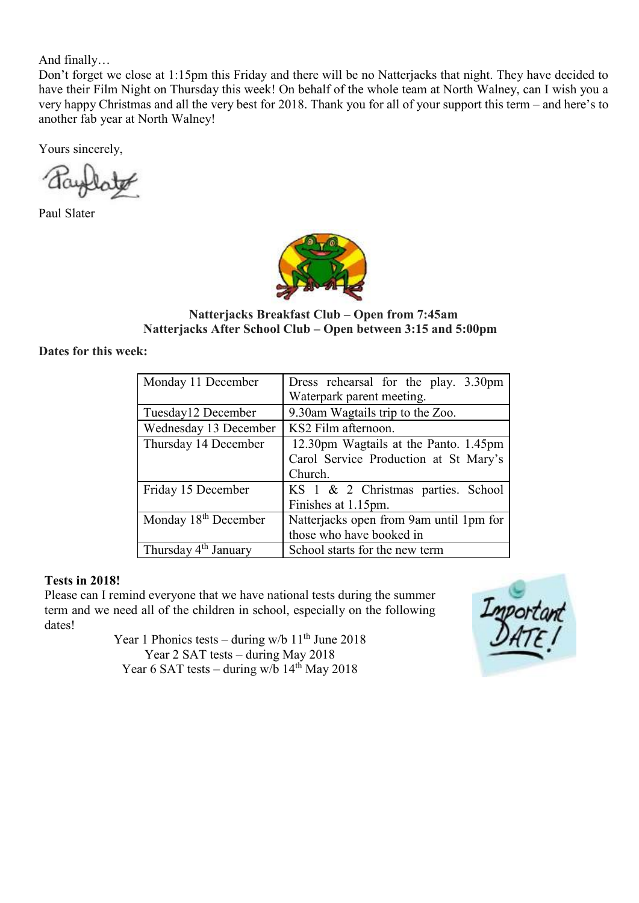And finally…

Don't forget we close at 1:15pm this Friday and there will be no Natterjacks that night. They have decided to have their Film Night on Thursday this week! On behalf of the whole team at North Walney, can I wish you a very happy Christmas and all the very best for 2018. Thank you for all of your support this term – and here's to another fab year at North Walney!

Yours sincerely,

Paul Slater

**Natterjacks Breakfast Club – Open from 7:45am**
**Natterjacks After School Club – Open between 3:15 and 5:00pm**

**Dates for this week:**

| | |
|---|---|
| Monday 11 December | Dress rehearsal for the play. 3.30pm Waterpark parent meeting. |
| Tuesday12 December | 9.30am Wagtails trip to the Zoo. |
| Wednesday 13 December | KS2 Film afternoon. |
| Thursday 14 December | 12.30pm Wagtails at the Panto. 1.45pm Carol Service Production at St Mary's Church. |
| Friday 15 December | KS 1 & 2 Christmas parties. School Finishes at 1.15pm. |
| Monday 18th December | Natterjacks open from 9am until 1pm for those who have booked in |
| Thursday 4th January | School starts for the new term |

**Tests in 2018!**

Please can I remind everyone that we have national tests during the summer term and we need all of the children in school, especially on the following dates!

Year 1 Phonics tests – during w/b 11th June 2018
Year 2 SAT tests – during May 2018
Year 6 SAT tests – during w/b 14th May 2018

Important DATE!